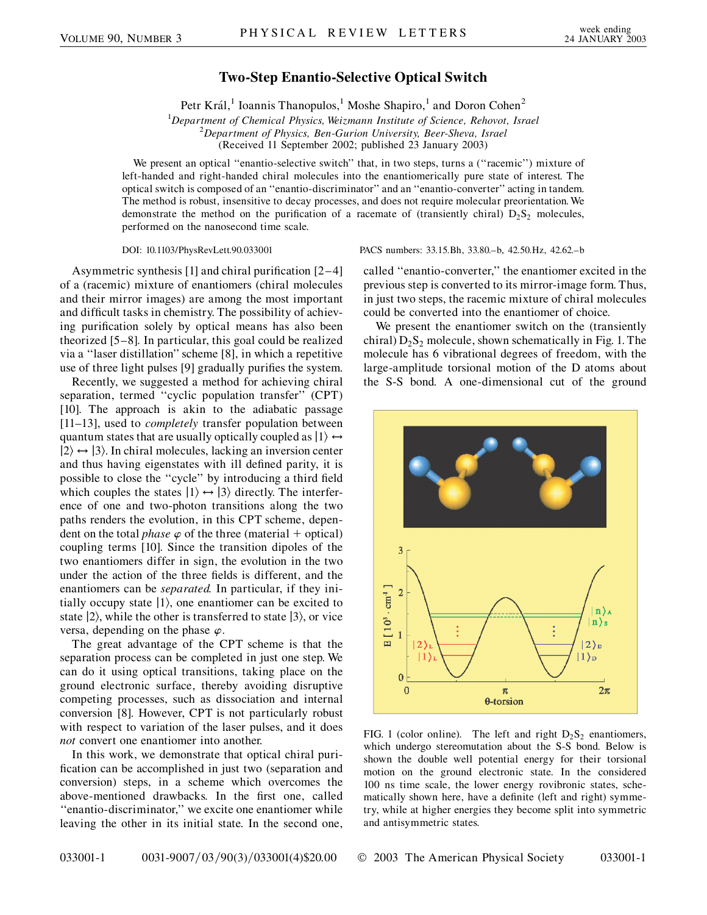# Two-Step Enantio-Selective Optical Switch

Petr Král,[1] Ioannis Thanopulos,[1] Moshe Shapiro,[1] and Doron Cohen[2]

[1]*Department of Chemical Physics, Weizmann Institute of Science, Rehovot, Israel*
[2]*Department of Physics, Ben-Gurion University, Beer-Sheva, Israel*
(Received 11 September 2002; published 23 January 2003)

We present an optical "enantio-selective switch" that, in two steps, turns a ("racemic") mixture of left-handed and right-handed chiral molecules into the enantiomerically pure state of interest. The optical switch is composed of an "enantio-discriminator" and an "enantio-converter" acting in tandem. The method is robust, insensitive to decay processes, and does not require molecular preorientation. We demonstrate the method on the purification of a racemate of (transiently chiral) $D_2S_2$ molecules, performed on the nanosecond time scale.

DOI: 10.1103/PhysRevLett.90.033001 PACS numbers: 33.15.Bh, 33.80.–b, 42.50.Hz, 42.62.–b

Asymmetric synthesis [1] and chiral purification [2–4] of a (racemic) mixture of enantiomers (chiral molecules and their mirror images) are among the most important and difficult tasks in chemistry. The possibility of achieving purification solely by optical means has also been theorized [5–8]. In particular, this goal could be realized via a "laser distillation" scheme [8], in which a repetitive use of three light pulses [9] gradually purifies the system.

Recently, we suggested a method for achieving chiral separation, termed "cyclic population transfer" (CPT) [10]. The approach is akin to the adiabatic passage [11–13], used to *completely* transfer population between quantum states that are usually optically coupled as $|1\rangle \leftrightarrow |2\rangle \leftrightarrow |3\rangle$. In chiral molecules, lacking an inversion center and thus having eigenstates with ill defined parity, it is possible to close the "cycle" by introducing a third field which couples the states $|1\rangle \leftrightarrow |3\rangle$ directly. The interference of one and two-photon transitions along the two paths renders the evolution, in this CPT scheme, dependent on the total *phase* $\varphi$ of the three (material + optical) coupling terms [10]. Since the transition dipoles of the two enantiomers differ in sign, the evolution in the two under the action of the three fields is different, and the enantiomers can be *separated*. In particular, if they initially occupy state $|1\rangle$, one enantiomer can be excited to state $|2\rangle$, while the other is transferred to state $|3\rangle$, or vice versa, depending on the phase $\varphi$.

The great advantage of the CPT scheme is that the separation process can be completed in just one step. We can do it using optical transitions, taking place on the ground electronic surface, thereby avoiding disruptive competing processes, such as dissociation and internal conversion [8]. However, CPT is not particularly robust with respect to variation of the laser pulses, and it does *not* convert one enantiomer into another.

In this work, we demonstrate that optical chiral purification can be accomplished in just two (separation and conversion) steps, in a scheme which overcomes the above-mentioned drawbacks. In the first one, called "enantio-discriminator," we excite one enantiomer while leaving the other in its initial state. In the second one, called "enantio-converter," the enantiomer excited in the previous step is converted to its mirror-image form. Thus, in just two steps, the racemic mixture of chiral molecules could be converted into the enantiomer of choice.

We present the enantiomer switch on the (transiently chiral) $D_2S_2$ molecule, shown schematically in Fig. 1. The molecule has 6 vibrational degrees of freedom, with the large-amplitude torsional motion of the D atoms about the S-S bond. A one-dimensional cut of the ground

FIG. 1 (color online). The left and right $D_2S_2$ enantiomers, which undergo stereomutation about the S-S bond. Below is shown the double well potential energy for their torsional motion on the ground electronic state. In the considered 100 ns time scale, the lower energy rovibronic states, schematically shown here, have a definite (left and right) symmetry, while at higher energies they become split into symmetric and antisymmetric states.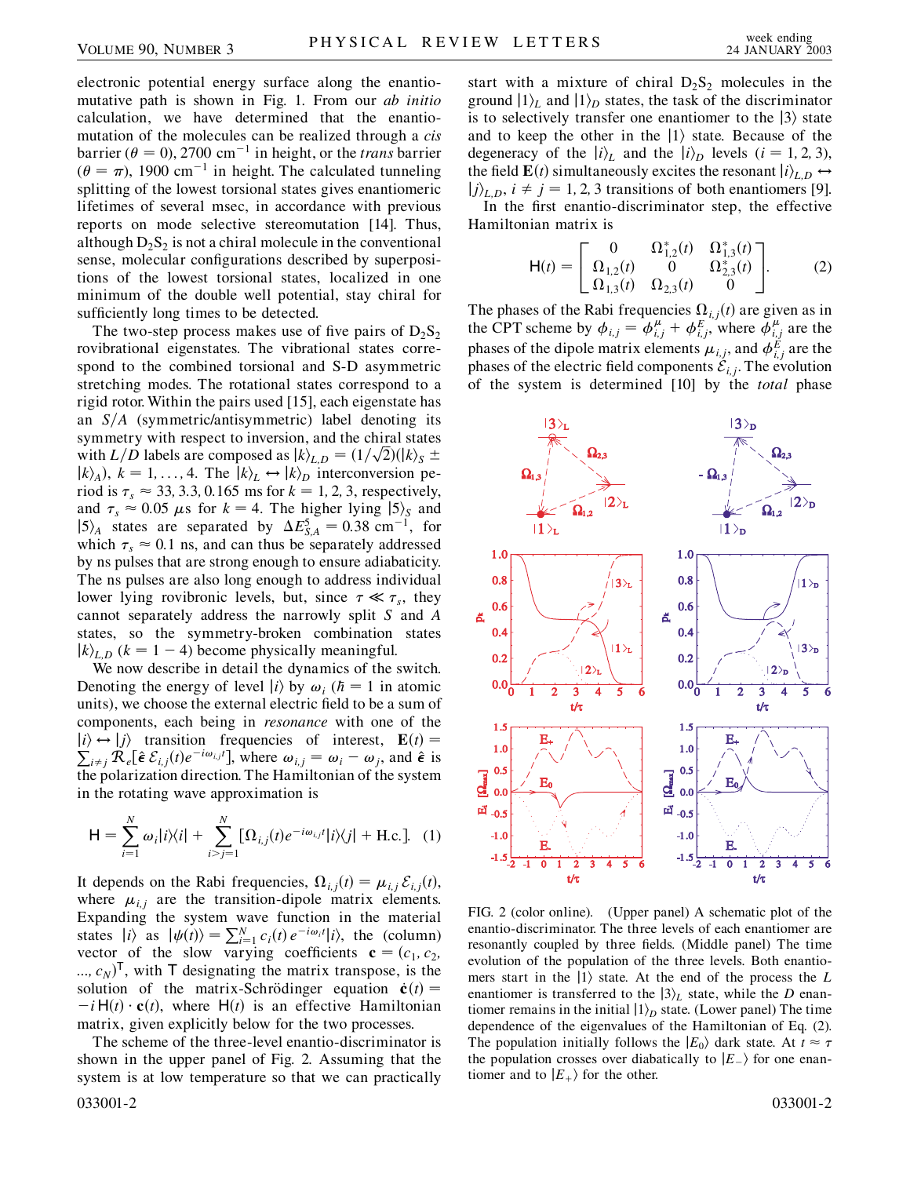electronic potential energy surface along the enantiomutative path is shown in Fig. 1. From our *ab initio* calculation, we have determined that the enantiomutation of the molecules can be realized through a *cis* barrier ($\theta = 0$), 2700 $\mathrm{cm}^{-1}$ in height, or the *trans* barrier ($\theta = \pi$), 1900 $\mathrm{cm}^{-1}$ in height. The calculated tunneling splitting of the lowest torsional states gives enantiomeric lifetimes of several msec, in accordance with previous reports on mode selective stereomutation [14]. Thus, although $D_2S_2$ is not a chiral molecule in the conventional sense, molecular configurations described by superpositions of the lowest torsional states, localized in one minimum of the double well potential, stay chiral for sufficiently long times to be detected.

The two-step process makes use of five pairs of $D_2S_2$ rovibrational eigenstates. The vibrational states correspond to the combined torsional and S-D asymmetric stretching modes. The rotational states correspond to a rigid rotor. Within the pairs used [15], each eigenstate has an $S/A$ (symmetric/antisymmetric) label denoting its symmetry with respect to inversion, and the chiral states with $L/D$ labels are composed as $|k\rangle_{L,D} = (1/\sqrt{2})(|k\rangle_S \pm |k\rangle_A)$, $k = 1, \ldots, 4$. The $|k\rangle_L \leftrightarrow |k\rangle_D$ interconversion period is $\tau_s \approx 33, 3.3, 0.165$ ms for $k = 1, 2, 3$, respectively, and $\tau_s \approx 0.05$ $\mu$s for $k = 4$. The higher lying $|5\rangle_S$ and $|5\rangle_A$ states are separated by $\Delta E^5_{S,A} = 0.38$ $\mathrm{cm}^{-1}$, for which $\tau_s \approx 0.1$ ns, and can thus be separately addressed by ns pulses that are strong enough to ensure adiabaticity. The ns pulses are also long enough to address individual lower lying rovibronic levels, but, since $\tau \ll \tau_s$, they cannot separately address the narrowly split $S$ and $A$ states, so the symmetry-broken combination states $|k\rangle_{L,D}$ ($k = 1-4$) become physically meaningful.

We now describe in detail the dynamics of the switch. Denoting the energy of level $|i\rangle$ by $\omega_i$ ($\hbar = 1$ in atomic units), we choose the external electric field to be a sum of components, each being in *resonance* with one of the $|i\rangle \leftrightarrow |j\rangle$ transition frequencies of interest, $\mathbf{E}(t) = \sum_{i \neq j} \mathcal{R}_e[\hat{\epsilon}\, \mathcal{E}_{i,j}(t) e^{-i\omega_{i,j}t}]$, where $\omega_{i,j} = \omega_i - \omega_j$, and $\hat{\epsilon}$ is the polarization direction. The Hamiltonian of the system in the rotating wave approximation is

$$\mathsf{H} = \sum_{i=1}^{N} \omega_i |i\rangle\langle i| + \sum_{i>j=1}^{N} [\Omega_{i,j}(t) e^{-i\omega_{i,j}t} |i\rangle\langle j| + \text{H.c.}]. \quad (1)$$

It depends on the Rabi frequencies, $\Omega_{i,j}(t) = \mu_{i,j}\, \mathcal{E}_{i,j}(t)$, where $\mu_{i,j}$ are the transition-dipole matrix elements. Expanding the system wave function in the material states $|i\rangle$ as $|\psi(t)\rangle = \sum_{i=1}^{N} c_i(t)\, e^{-i\omega_i t} |i\rangle$, the (column) vector of the slow varying coefficients $\mathbf{c} = (c_1, c_2, \ldots, c_N)^{\mathsf{T}}$, with $\mathsf{T}$ designating the matrix transpose, is the solution of the matrix-Schrödinger equation $\dot{\mathbf{c}}(t) = -i\,\mathsf{H}(t) \cdot \mathbf{c}(t)$, where $\mathsf{H}(t)$ is an effective Hamiltonian matrix, given explicitly below for the two processes.

The scheme of the three-level enantio-discriminator is shown in the upper panel of Fig. 2. Assuming that the system is at low temperature so that we can practically start with a mixture of chiral $D_2S_2$ molecules in the ground $|1\rangle_L$ and $|1\rangle_D$ states, the task of the discriminator is to selectively transfer one enantiomer to the $|3\rangle$ state and to keep the other in the $|1\rangle$ state. Because of the degeneracy of the $|i\rangle_L$ and the $|i\rangle_D$ levels ($i = 1, 2, 3$), the field $\mathbf{E}(t)$ simultaneously excites the resonant $|i\rangle_{L,D} \leftrightarrow |j\rangle_{L,D}$, $i \neq j = 1, 2, 3$ transitions of both enantiomers [9].

In the first enantio-discriminator step, the effective Hamiltonian matrix is

$$\mathsf{H}(t) = \begin{bmatrix} 0 & \Omega^*_{1,2}(t) & \Omega^*_{1,3}(t) \\ \Omega_{1,2}(t) & 0 & \Omega^*_{2,3}(t) \\ \Omega_{1,3}(t) & \Omega_{2,3}(t) & 0 \end{bmatrix}. \quad (2)$$

The phases of the Rabi frequencies $\Omega_{i,j}(t)$ are given as in the CPT scheme by $\phi_{i,j} = \phi^{\mu}_{i,j} + \phi^{E}_{i,j}$, where $\phi^{\mu}_{i,j}$ are the phases of the dipole matrix elements $\mu_{i,j}$, and $\phi^{E}_{i,j}$ are the phases of the electric field components $\mathcal{E}_{i,j}$. The evolution of the system is determined [10] by the *total* phase

FIG. 2 (color online). (Upper panel) A schematic plot of the enantio-discriminator. The three levels of each enantiomer are resonantly coupled by three fields. (Middle panel) The time evolution of the population of the three levels. Both enantiomers start in the $|1\rangle$ state. At the end of the process the $L$ enantiomer is transferred to the $|3\rangle_L$ state, while the $D$ enantiomer remains in the initial $|1\rangle_D$ state. (Lower panel) The time dependence of the eigenvalues of the Hamiltonian of Eq. (2). The population initially follows the $|E_0\rangle$ dark state. At $t \approx \tau$ the population crosses over diabatically to $|E_-\rangle$ for one enantiomer and to $|E_+\rangle$ for the other.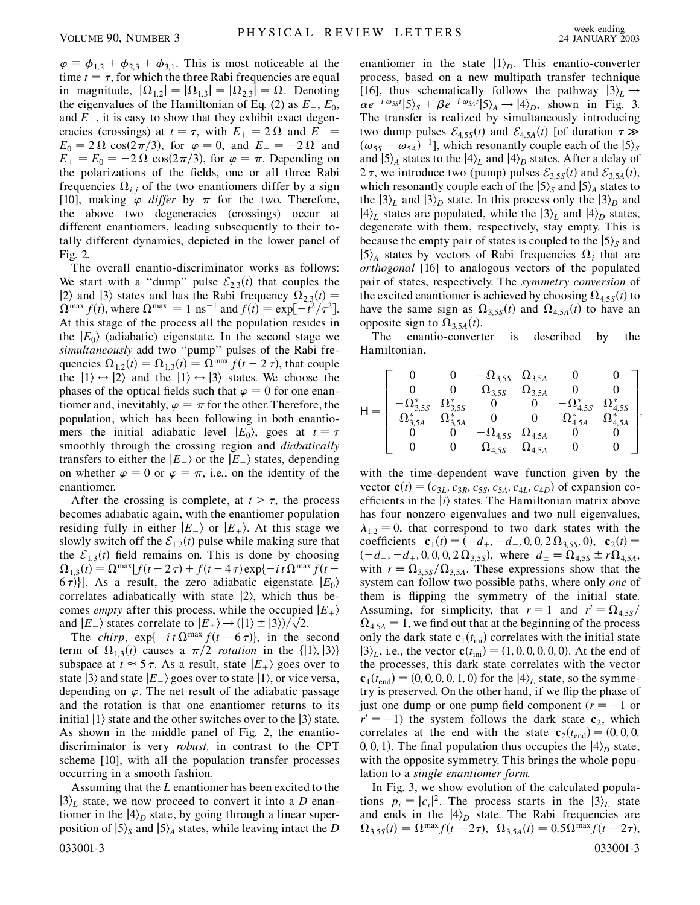$\varphi \equiv \phi_{1,2} + \phi_{2,3} + \phi_{3,1}$. This is most noticeable at the time $t = \tau$, for which the three Rabi frequencies are equal in magnitude, $|\Omega_{1,2}| = |\Omega_{1,3}| = |\Omega_{2,3}| = \Omega$. Denoting the eigenvalues of the Hamiltonian of Eq. (2) as $E_-$, $E_0$, and $E_+$, it is easy to show that they exhibit exact degeneracies (crossings) at $t = \tau$, with $E_+ = 2\Omega$ and $E_- = E_0 = 2\Omega\cos(2\pi/3)$, for $\varphi = 0$, and $E_- = -2\Omega$ and $E_+ = E_0 = -2\Omega\cos(2\pi/3)$, for $\varphi = \pi$. Depending on the polarizations of the fields, one or all three Rabi frequencies $\Omega_{i,j}$ of the two enantiomers differ by a sign [10], making $\varphi$ *differ* by $\pi$ for the two. Therefore, the above two degeneracies (crossings) occur at different enantiomers, leading subsequently to their totally different dynamics, depicted in the lower panel of Fig. 2.

The overall enantio-discriminator works as follows: We start with a "dump" pulse $\mathcal{E}_{2,3}(t)$ that couples the $|2\rangle$ and $|3\rangle$ states and has the Rabi frequency $\Omega_{2,3}(t) = \Omega^{\max} f(t)$, where $\Omega^{\max} = 1\ \text{ns}^{-1}$ and $f(t) = \exp[-t^2/\tau^2]$. At this stage of the process all the population resides in the $|E_0\rangle$ (adiabatic) eigenstate. In the second stage we *simultaneously* add two "pump" pulses of the Rabi frequencies $\Omega_{1,2}(t) = \Omega_{1,3}(t) = \Omega^{\max} f(t - 2\tau)$, that couple the $|1\rangle \leftrightarrow |2\rangle$ and the $|1\rangle \leftrightarrow |3\rangle$ states. We choose the phases of the optical fields such that $\varphi = 0$ for one enantiomer and, inevitably, $\varphi = \pi$ for the other. Therefore, the population, which has been following in both enantiomers the initial adiabatic level $|E_0\rangle$, goes at $t = \tau$ smoothly through the crossing region and *diabatically* transfers to either the $|E_-\rangle$ or the $|E_+\rangle$ states, depending on whether $\varphi = 0$ or $\varphi = \pi$, i.e., on the identity of the enantiomer.

After the crossing is complete, at $t > \tau$, the process becomes adiabatic again, with the enantiomer population residing fully in either $|E_-\rangle$ or $|E_+\rangle$. At this stage we slowly switch off the $\mathcal{E}_{1,2}(t)$ pulse while making sure that the $\mathcal{E}_{1,3}(t)$ field remains on. This is done by choosing $\Omega_{1,3}(t) = \Omega^{\max}[f(t - 2\tau) + f(t - 4\tau)\exp\{-it\Omega^{\max} f(t - 6\tau)\}]$. As a result, the zero adiabatic eigenstate $|E_0\rangle$ correlates adiabatically with state $|2\rangle$, which thus becomes *empty* after this process, while the occupied $|E_+\rangle$ and $|E_-\rangle$ states correlate to $|E_\pm\rangle \rightarrow (|1\rangle \pm |3\rangle)/\sqrt{2}$.

The *chirp*, $\exp\{-it\Omega^{\max} f(t - 6\tau)\}$, in the second term of $\Omega_{1,3}(t)$ causes a $\pi/2$ *rotation* in the $\{|1\rangle, |3\rangle\}$ subspace at $t \approx 5\tau$. As a result, state $|E_+\rangle$ goes over to state $|3\rangle$ and state $|E_-\rangle$ goes over to state $|1\rangle$, or vice versa, depending on $\varphi$. The net result of the adiabatic passage and the rotation is that one enantiomer returns to its initial $|1\rangle$ state and the other switches over to the $|3\rangle$ state. As shown in the middle panel of Fig. 2, the enantio-discriminator is very *robust*, in contrast to the CPT scheme [10], with all the population transfer processes occurring in a smooth fashion.

Assuming that the $L$ enantiomer has been excited to the $|3\rangle_L$ state, we now proceed to convert it into a $D$ enantiomer in the $|4\rangle_D$ state, by going through a linear superposition of $|5\rangle_S$ and $|5\rangle_A$ states, while leaving intact the $D$ enantiomer in the state $|1\rangle_D$. This enantio-converter process, based on a new multipath transfer technique [16], thus schematically follows the pathway $|3\rangle_L \rightarrow \alpha e^{-i\omega_{5S}t}|5\rangle_S + \beta e^{-i\omega_{5A}t}|5\rangle_A \rightarrow |4\rangle_D$, shown in Fig. 3. The transfer is realized by simultaneously introducing two dump pulses $\mathcal{E}_{4,5S}(t)$ and $\mathcal{E}_{4,5A}(t)$ [of duration $\tau \gg (\omega_{5S} - \omega_{5A})^{-1}$], which resonantly couple each of the $|5\rangle_S$ and $|5\rangle_A$ states to the $|4\rangle_L$ and $|4\rangle_D$ states. After a delay of $2\tau$, we introduce two (pump) pulses $\mathcal{E}_{3,5S}(t)$ and $\mathcal{E}_{3,5A}(t)$, which resonantly couple each of the $|5\rangle_S$ and $|5\rangle_A$ states to the $|3\rangle_L$ and $|3\rangle_D$ state. In this process only the $|3\rangle_D$ and $|4\rangle_L$ states are populated, while the $|3\rangle_L$ and $|4\rangle_D$ states, degenerate with them, respectively, stay empty. This is because the empty pair of states is coupled to the $|5\rangle_S$ and $|5\rangle_A$ states by vectors of Rabi frequencies $\Omega_i$ that are *orthogonal* [16] to analogous vectors of the populated pair of states, respectively. The *symmetry conversion* of the excited enantiomer is achieved by choosing $\Omega_{4,5S}(t)$ to have the same sign as $\Omega_{3,5S}(t)$ and $\Omega_{4,5A}(t)$ to have an opposite sign to $\Omega_{3,5A}(t)$.

The enantio-converter is described by the Hamiltonian,

$$
\mathsf{H} = \begin{bmatrix}
0 & 0 & -\Omega_{3,5S} & \Omega_{3,5A} & 0 & 0 \\
0 & 0 & \Omega_{3,5S} & \Omega_{3,5A} & 0 & 0 \\
-\Omega_{3,5S}^* & \Omega_{3,5S}^* & 0 & 0 & -\Omega_{4,5S}^* & \Omega_{4,5S}^* \\
\Omega_{3,5A}^* & \Omega_{3,5A}^* & 0 & 0 & \Omega_{4,5A}^* & \Omega_{4,5A}^* \\
0 & 0 & -\Omega_{4,5S} & \Omega_{4,5A} & 0 & 0 \\
0 & 0 & \Omega_{4,5S} & \Omega_{4,5A} & 0 & 0
\end{bmatrix},
$$

with the time-dependent wave function given by the vector $\mathbf{c}(t) = (c_{3L}, c_{3R}, c_{5S}, c_{5A}, c_{4L}, c_{4D})$ of expansion coefficients in the $|i\rangle$ states. The Hamiltonian matrix above has four nonzero eigenvalues and two null eigenvalues, $\lambda_{1,2} = 0$, that correspond to two dark states with the coefficients $\mathbf{c}_1(t) = (-d_+, -d_-, 0, 0, 2\Omega_{3,5S}, 0)$, $\mathbf{c}_2(t) = (-d_-, -d_+, 0, 0, 0, 2\Omega_{3,5S})$, where $d_\pm \equiv \Omega_{4,5S} \pm r\Omega_{4,5A}$, with $r \equiv \Omega_{3,5S}/\Omega_{3,5A}$. These expressions show that the system can follow two possible paths, where only *one* of them is flipping the symmetry of the initial state. Assuming, for simplicity, that $r = 1$ and $r' = \Omega_{4,5S}/\Omega_{4,5A} = 1$, we find out that at the beginning of the process only the dark state $\mathbf{c}_1(t_{\text{ini}})$ correlates with the initial state $|3\rangle_L$, i.e., the vector $\mathbf{c}(t_{\text{ini}}) = (1, 0, 0, 0, 0, 0)$. At the end of the processes, this dark state correlates with the vector $\mathbf{c}_1(t_{\text{end}}) = (0, 0, 0, 0, 1, 0)$ for the $|4\rangle_L$ state, so the symmetry is preserved. On the other hand, if we flip the phase of just one dump or one pump field component ($r = -1$ or $r' = -1$) the system follows the dark state $\mathbf{c}_2$, which correlates at the end with the state $\mathbf{c}_2(t_{\text{end}}) = (0, 0, 0, 0, 0, 1)$. The final population thus occupies the $|4\rangle_D$ state, with the opposite symmetry. This brings the whole population to a *single enantiomer form*.

In Fig. 3, we show evolution of the calculated populations $p_i = |c_i|^2$. The process starts in the $|3\rangle_L$ state and ends in the $|4\rangle_D$ state. The Rabi frequencies are $\Omega_{3,5S}(t) = \Omega^{\max} f(t - 2\tau)$, $\Omega_{3,5A}(t) = 0.5\Omega^{\max} f(t - 2\tau)$,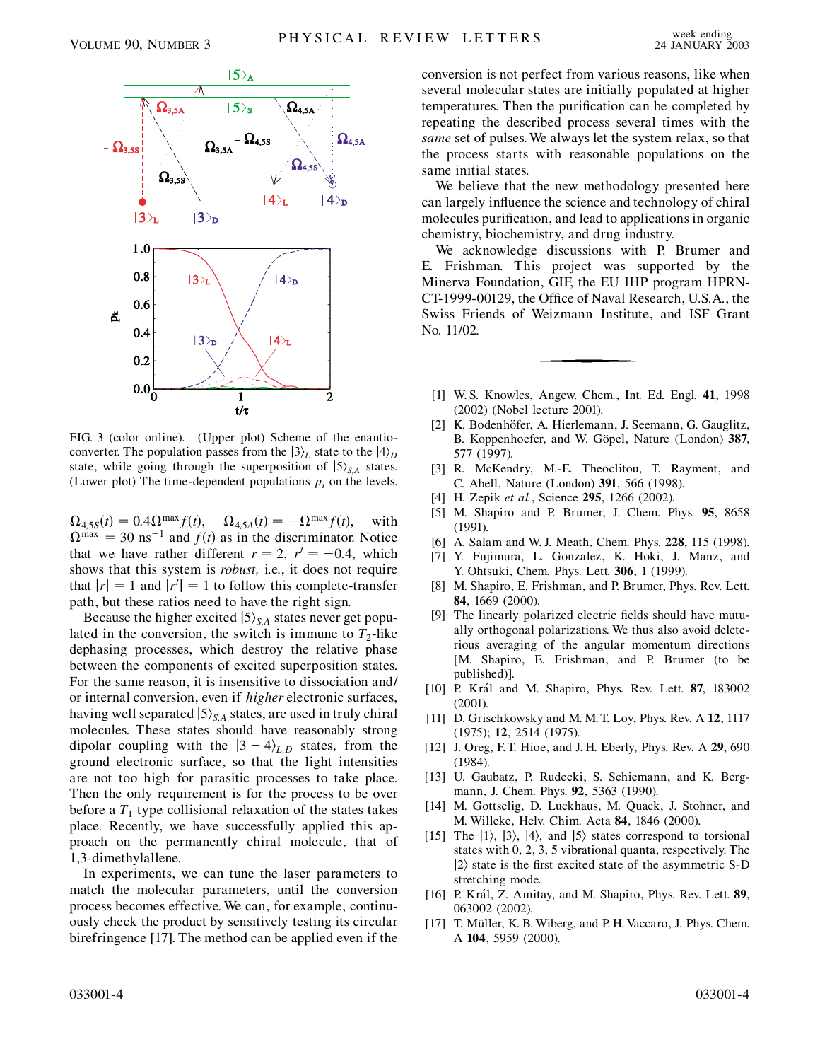$|5\rangle_A$

$\Omega_{3,5A}$

$|5\rangle_S$

$\Omega_{4,5A}$

$-\Omega_{3,5S}$

$\Omega_{3,5A}$

$-\Omega_{4,5S}$

$\Omega_{4,5A}$

$\Omega_{3,5S}$

$\Omega_{4,5S}$

$|3\rangle_L$ $|3\rangle_D$ $|4\rangle_L$ $|4\rangle_D$

1.0

0.8

0.6

0.4

0.2

0.0

$p_k$

0 1 2

$t/\tau$

$|3\rangle_L$ $|4\rangle_D$ $|3\rangle_D$ $|4\rangle_L$

FIG. 3 (color online). (Upper plot) Scheme of the enantio-converter. The population passes from the $|3\rangle_L$ state to the $|4\rangle_D$ state, while going through the superposition of $|5\rangle_{S,A}$ states. (Lower plot) The time-dependent populations $p_i$ on the levels.

$\Omega_{4,5S}(t) = 0.4\Omega^{\max} f(t)$, $\Omega_{4,5A}(t) = -\Omega^{\max} f(t)$, with $\Omega^{\max} = 30\ \text{ns}^{-1}$ and $f(t)$ as in the discriminator. Notice that we have rather different $r = 2$, $r' = -0.4$, which shows that this system is *robust,* i.e., it does not require that $|r| = 1$ and $|r'| = 1$ to follow this complete-transfer path, but these ratios need to have the right sign.

Because the higher excited $|5\rangle_{S,A}$ states never get populated in the conversion, the switch is immune to $T_2$-like dephasing processes, which destroy the relative phase between the components of excited superposition states. For the same reason, it is insensitive to dissociation and/or internal conversion, even if *higher* electronic surfaces, having well separated $|5\rangle_{S,A}$ states, are used in truly chiral molecules. These states should have reasonably strong dipolar coupling with the $|3-4\rangle_{L,D}$ states, from the ground electronic surface, so that the light intensities are not too high for parasitic processes to take place. Then the only requirement is for the process to be over before a $T_1$ type collisional relaxation of the states takes place. Recently, we have successfully applied this approach on the permanently chiral molecule, that of 1,3-dimethylallene.

In experiments, we can tune the laser parameters to match the molecular parameters, until the conversion process becomes effective. We can, for example, continuously check the product by sensitively testing its circular birefringence [17]. The method can be applied even if the conversion is not perfect from various reasons, like when several molecular states are initially populated at higher temperatures. Then the purification can be completed by repeating the described process several times with the *same* set of pulses. We always let the system relax, so that the process starts with reasonable populations on the same initial states.

We believe that the new methodology presented here can largely influence the science and technology of chiral molecules purification, and lead to applications in organic chemistry, biochemistry, and drug industry.

We acknowledge discussions with P. Brumer and E. Frishman. This project was supported by the Minerva Foundation, GIF, the EU IHP program HPRN-CT-1999-00129, the Office of Naval Research, U.S.A., the Swiss Friends of Weizmann Institute, and ISF Grant No. 11/02.

---

[1] W. S. Knowles, Angew. Chem., Int. Ed. Engl. **41**, 1998 (2002) (Nobel lecture 2001).

[2] K. Bodenhöfer, A. Hierlemann, J. Seemann, G. Gauglitz, B. Koppenhoefer, and W. Göpel, Nature (London) **387**, 577 (1997).

[3] R. McKendry, M.-E. Theoclitou, T. Rayment, and C. Abell, Nature (London) **391**, 566 (1998).

[4] H. Zepik *et al.*, Science **295**, 1266 (2002).

[5] M. Shapiro and P. Brumer, J. Chem. Phys. **95**, 8658 (1991).

[6] A. Salam and W. J. Meath, Chem. Phys. **228**, 115 (1998).

[7] Y. Fujimura, L. Gonzalez, K. Hoki, J. Manz, and Y. Ohtsuki, Chem. Phys. Lett. **306**, 1 (1999).

[8] M. Shapiro, E. Frishman, and P. Brumer, Phys. Rev. Lett. **84**, 1669 (2000).

[9] The linearly polarized electric fields should have mutually orthogonal polarizations. We thus also avoid deleterious averaging of the angular momentum directions [M. Shapiro, E. Frishman, and P. Brumer (to be published)].

[10] P. Král and M. Shapiro, Phys. Rev. Lett. **87**, 183002 (2001).

[11] D. Grischkowsky and M. M. T. Loy, Phys. Rev. A **12**, 1117 (1975); **12**, 2514 (1975).

[12] J. Oreg, F. T. Hioe, and J. H. Eberly, Phys. Rev. A **29**, 690 (1984).

[13] U. Gaubatz, P. Rudecki, S. Schiemann, and K. Bergmann, J. Chem. Phys. **92**, 5363 (1990).

[14] M. Gottselig, D. Luckhaus, M. Quack, J. Stohner, and M. Willeke, Helv. Chim. Acta **84**, 1846 (2000).

[15] The $|1\rangle$, $|3\rangle$, $|4\rangle$, and $|5\rangle$ states correspond to torsional states with 0, 2, 3, 5 vibrational quanta, respectively. The $|2\rangle$ state is the first excited state of the asymmetric S-D stretching mode.

[16] P. Král, Z. Amitay, and M. Shapiro, Phys. Rev. Lett. **89**, 063002 (2002).

[17] T. Müller, K. B. Wiberg, and P. H. Vaccaro, J. Phys. Chem. A **104**, 5959 (2000).